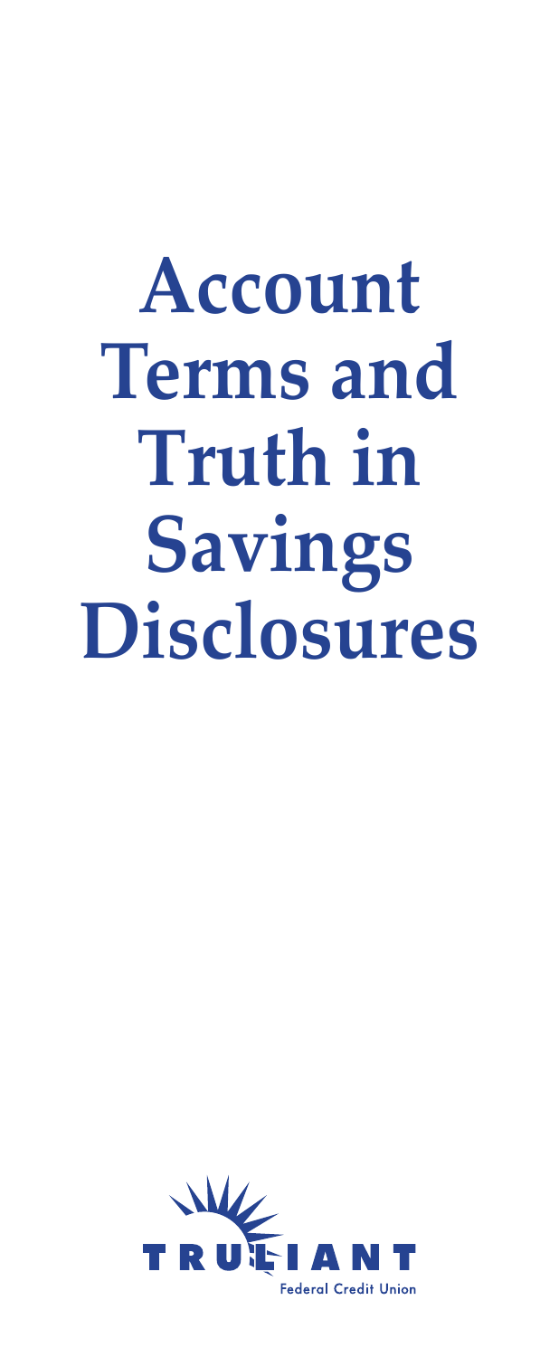# Account Terms and Truth in Savings Disclosures

TRULIANT

Federal Credit Union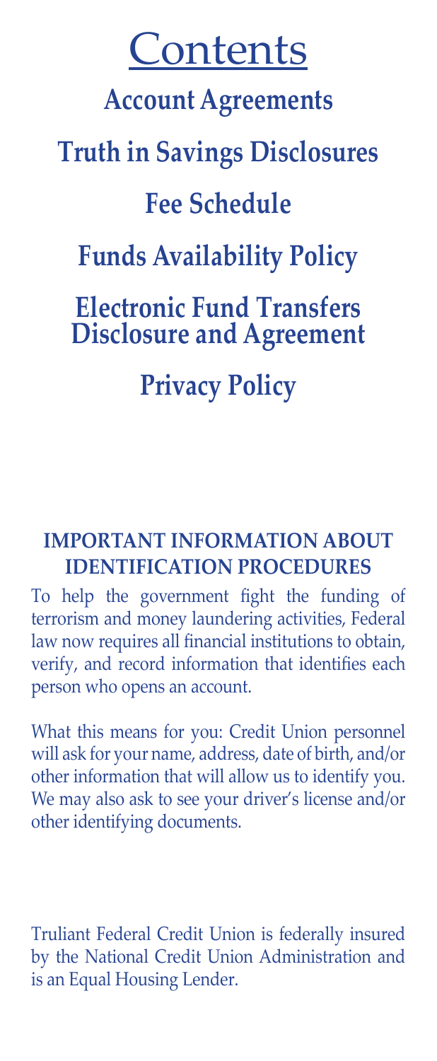# Contents

## Account Agreements

## Truth in Savings Disclosures

## Fee Schedule

## Funds Availability Policy

## Electronic Fund Transfers Disclosure and Agreement

## Privacy Policy

### IMPORTANT INFORMATION ABOUT IDENTIFICATION PROCEDURES

To help the government fight the funding of terrorism and money laundering activities, Federal law now requires all financial institutions to obtain, verify, and record information that identifies each person who opens an account.

What this means for you: Credit Union personnel will ask for your name, address, date of birth, and/or other information that will allow us to identify you. We may also ask to see your driver's license and/or other identifying documents.

Truliant Federal Credit Union is federally insured by the National Credit Union Administration and is an Equal Housing Lender.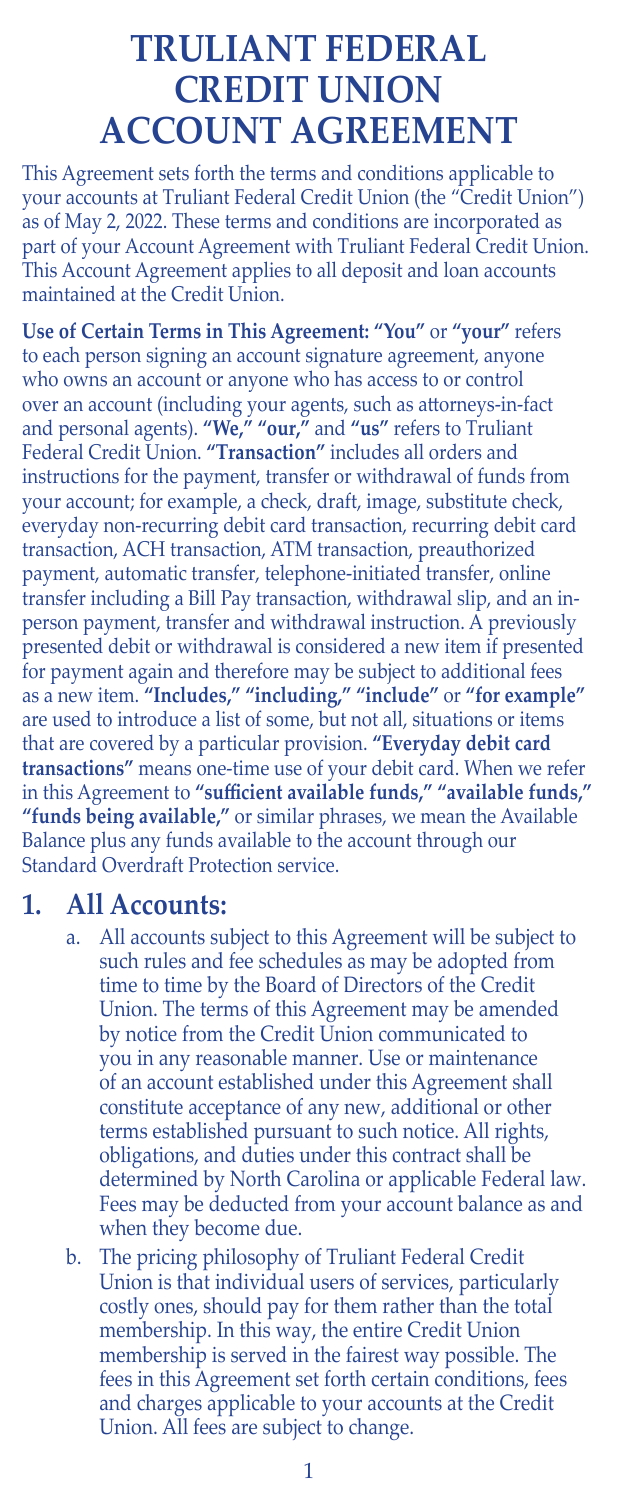# TRULIANT FEDERAL CREDIT UNION ACCOUNT AGREEMENT

This Agreement sets forth the terms and conditions applicable to your accounts at Truliant Federal Credit Union (the "Credit Union") as of May 2, 2022. These terms and conditions are incorporated as part of your Account Agreement with Truliant Federal Credit Union. This Account Agreement applies to all deposit and loan accounts maintained at the Credit Union.

**Use of Certain Terms in This Agreement: "You"** or **"your"** refers to each person signing an account signature agreement, anyone who owns an account or anyone who has access to or control over an account (including your agents, such as attorneys-in-fact and personal agents). **"We," "our,"** and **"us"** refers to Truliant Federal Credit Union. **"Transaction"** includes all orders and instructions for the payment, transfer or withdrawal of funds from your account; for example, a check, draft, image, substitute check, everyday non-recurring debit card transaction, recurring debit card transaction, ACH transaction, ATM transaction, preauthorized payment, automatic transfer, telephone-initiated transfer, online transfer including a Bill Pay transaction, withdrawal slip, and an in-person payment, transfer and withdrawal instruction. A previously presented debit or withdrawal is considered a new item if presented for payment again and therefore may be subject to additional fees as a new item. **"Includes," "including," "include"** or **"for example"** are used to introduce a list of some, but not all, situations or items that are covered by a particular provision. **"Everyday debit card transactions"** means one-time use of your debit card. When we refer in this Agreement to **"sufficient available funds," "available funds," "funds being available,"** or similar phrases, we mean the Available Balance plus any funds available to the account through our Standard Overdraft Protection service.

## 1. All Accounts:

a. All accounts subject to this Agreement will be subject to such rules and fee schedules as may be adopted from time to time by the Board of Directors of the Credit Union. The terms of this Agreement may be amended by notice from the Credit Union communicated to you in any reasonable manner. Use or maintenance of an account established under this Agreement shall constitute acceptance of any new, additional or other terms established pursuant to such notice. All rights, obligations, and duties under this contract shall be determined by North Carolina or applicable Federal law. Fees may be deducted from your account balance as and when they become due.

b. The pricing philosophy of Truliant Federal Credit Union is that individual users of services, particularly costly ones, should pay for them rather than the total membership. In this way, the entire Credit Union membership is served in the fairest way possible. The fees in this Agreement set forth certain conditions, fees and charges applicable to your accounts at the Credit Union. All fees are subject to change.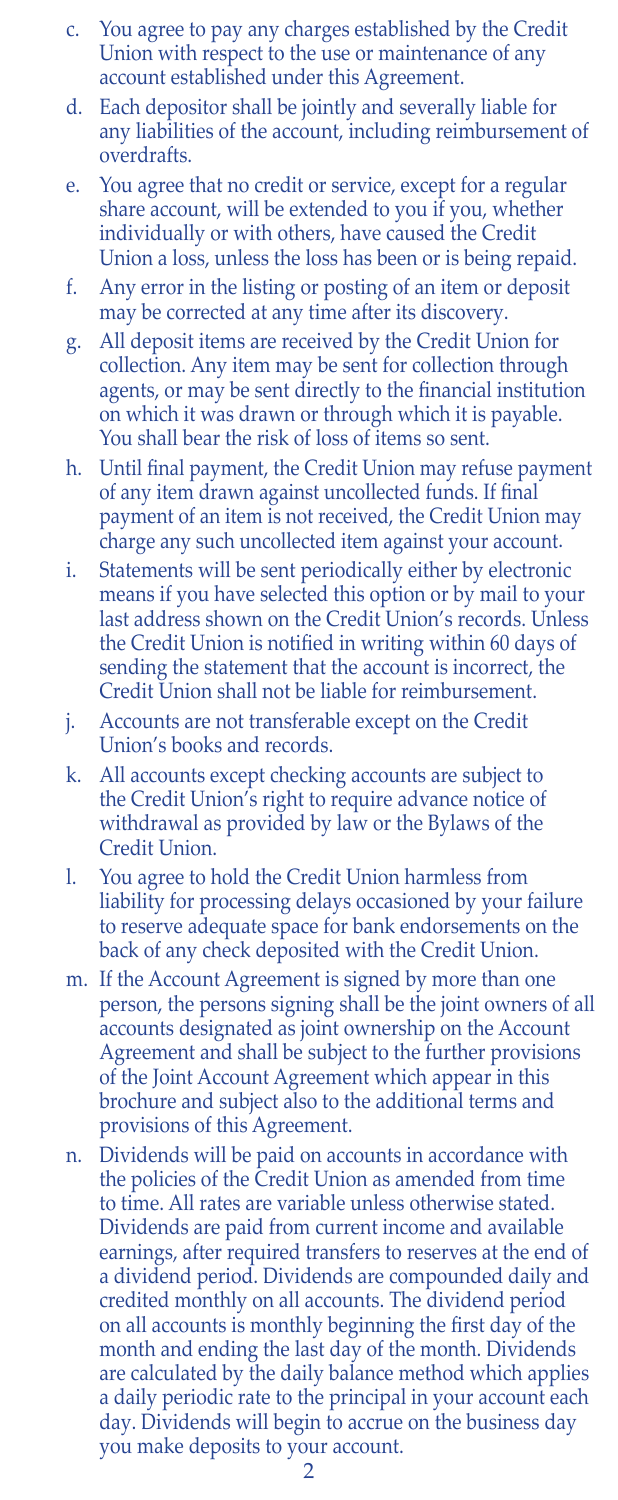c. You agree to pay any charges established by the Credit Union with respect to the use or maintenance of any account established under this Agreement.

d. Each depositor shall be jointly and severally liable for any liabilities of the account, including reimbursement of overdrafts.

e. You agree that no credit or service, except for a regular share account, will be extended to you if you, whether individually or with others, have caused the Credit Union a loss, unless the loss has been or is being repaid.

f. Any error in the listing or posting of an item or deposit may be corrected at any time after its discovery.

g. All deposit items are received by the Credit Union for collection. Any item may be sent for collection through agents, or may be sent directly to the financial institution on which it was drawn or through which it is payable. You shall bear the risk of loss of items so sent.

h. Until final payment, the Credit Union may refuse payment of any item drawn against uncollected funds. If final payment of an item is not received, the Credit Union may charge any such uncollected item against your account.

i. Statements will be sent periodically either by electronic means if you have selected this option or by mail to your last address shown on the Credit Union's records. Unless the Credit Union is notified in writing within 60 days of sending the statement that the account is incorrect, the Credit Union shall not be liable for reimbursement.

j. Accounts are not transferable except on the Credit Union's books and records.

k. All accounts except checking accounts are subject to the Credit Union's right to require advance notice of withdrawal as provided by law or the Bylaws of the Credit Union.

l. You agree to hold the Credit Union harmless from liability for processing delays occasioned by your failure to reserve adequate space for bank endorsements on the back of any check deposited with the Credit Union.

m. If the Account Agreement is signed by more than one person, the persons signing shall be the joint owners of all accounts designated as joint ownership on the Account Agreement and shall be subject to the further provisions of the Joint Account Agreement which appear in this brochure and subject also to the additional terms and provisions of this Agreement.

n. Dividends will be paid on accounts in accordance with the policies of the Credit Union as amended from time to time. All rates are variable unless otherwise stated. Dividends are paid from current income and available earnings, after required transfers to reserves at the end of a dividend period. Dividends are compounded daily and credited monthly on all accounts. The dividend period on all accounts is monthly beginning the first day of the month and ending the last day of the month. Dividends are calculated by the daily balance method which applies a daily periodic rate to the principal in your account each day. Dividends will begin to accrue on the business day you make deposits to your account.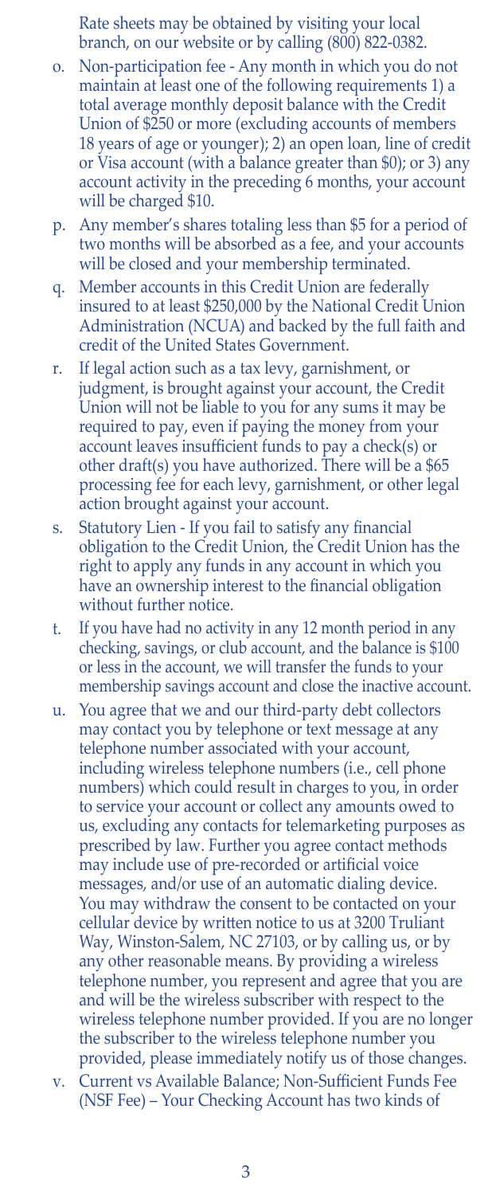Rate sheets may be obtained by visiting your local branch, on our website or by calling (800) 822-0382.

o. Non-participation fee - Any month in which you do not maintain at least one of the following requirements 1) a total average monthly deposit balance with the Credit Union of $250 or more (excluding accounts of members 18 years of age or younger); 2) an open loan, line of credit or Visa account (with a balance greater than $0); or 3) any account activity in the preceding 6 months, your account will be charged $10.

p. Any member's shares totaling less than $5 for a period of two months will be absorbed as a fee, and your accounts will be closed and your membership terminated.

q. Member accounts in this Credit Union are federally insured to at least $250,000 by the National Credit Union Administration (NCUA) and backed by the full faith and credit of the United States Government.

r. If legal action such as a tax levy, garnishment, or judgment, is brought against your account, the Credit Union will not be liable to you for any sums it may be required to pay, even if paying the money from your account leaves insufficient funds to pay a check(s) or other draft(s) you have authorized. There will be a $65 processing fee for each levy, garnishment, or other legal action brought against your account.

s. Statutory Lien - If you fail to satisfy any financial obligation to the Credit Union, the Credit Union has the right to apply any funds in any account in which you have an ownership interest to the financial obligation without further notice.

t. If you have had no activity in any 12 month period in any checking, savings, or club account, and the balance is $100 or less in the account, we will transfer the funds to your membership savings account and close the inactive account.

u. You agree that we and our third-party debt collectors may contact you by telephone or text message at any telephone number associated with your account, including wireless telephone numbers (i.e., cell phone numbers) which could result in charges to you, in order to service your account or collect any amounts owed to us, excluding any contacts for telemarketing purposes as prescribed by law. Further you agree contact methods may include use of pre-recorded or artificial voice messages, and/or use of an automatic dialing device. You may withdraw the consent to be contacted on your cellular device by written notice to us at 3200 Truliant Way, Winston-Salem, NC 27103, or by calling us, or by any other reasonable means. By providing a wireless telephone number, you represent and agree that you are and will be the wireless subscriber with respect to the wireless telephone number provided. If you are no longer the subscriber to the wireless telephone number you provided, please immediately notify us of those changes.

v. Current vs Available Balance; Non-Sufficient Funds Fee (NSF Fee) – Your Checking Account has two kinds of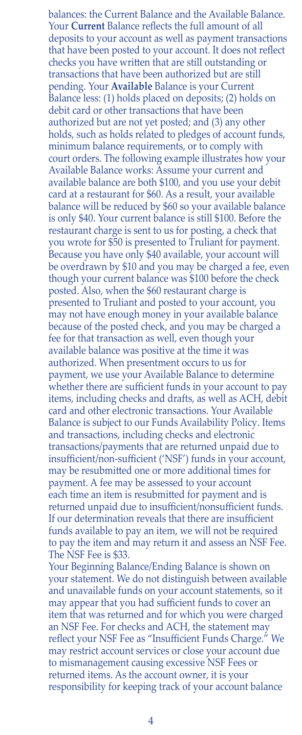balances: the Current Balance and the Available Balance. Your **Current** Balance reflects the full amount of all deposits to your account as well as payment transactions that have been posted to your account. It does not reflect checks you have written that are still outstanding or transactions that have been authorized but are still pending. Your **Available** Balance is your Current Balance less: (1) holds placed on deposits; (2) holds on debit card or other transactions that have been authorized but are not yet posted; and (3) any other holds, such as holds related to pledges of account funds, minimum balance requirements, or to comply with court orders. The following example illustrates how your Available Balance works: Assume your current and available balance are both $100, and you use your debit card at a restaurant for $60. As a result, your available balance will be reduced by $60 so your available balance is only $40. Your current balance is still $100. Before the restaurant charge is sent to us for posting, a check that you wrote for $50 is presented to Truliant for payment. Because you have only $40 available, your account will be overdrawn by $10 and you may be charged a fee, even though your current balance was $100 before the check posted. Also, when the $60 restaurant charge is presented to Truliant and posted to your account, you may not have enough money in your available balance because of the posted check, and you may be charged a fee for that transaction as well, even though your available balance was positive at the time it was authorized. When presentment occurs to us for payment, we use your Available Balance to determine whether there are sufficient funds in your account to pay items, including checks and drafts, as well as ACH, debit card and other electronic transactions. Your Available Balance is subject to our Funds Availability Policy. Items and transactions, including checks and electronic transactions/payments that are returned unpaid due to insufficient/non-sufficient ('NSF') funds in your account, may be resubmitted one or more additional times for payment. A fee may be assessed to your account each time an item is resubmitted for payment and is returned unpaid due to insufficient/nonsufficient funds. If our determination reveals that there are insufficient funds available to pay an item, we will not be required to pay the item and may return it and assess an NSF Fee. The NSF Fee is $33.

Your Beginning Balance/Ending Balance is shown on your statement. We do not distinguish between available and unavailable funds on your account statements, so it may appear that you had sufficient funds to cover an item that was returned and for which you were charged an NSF Fee. For checks and ACH, the statement may reflect your NSF Fee as "Insufficient Funds Charge." We may restrict account services or close your account due to mismanagement causing excessive NSF Fees or returned items. As the account owner, it is your responsibility for keeping track of your account balance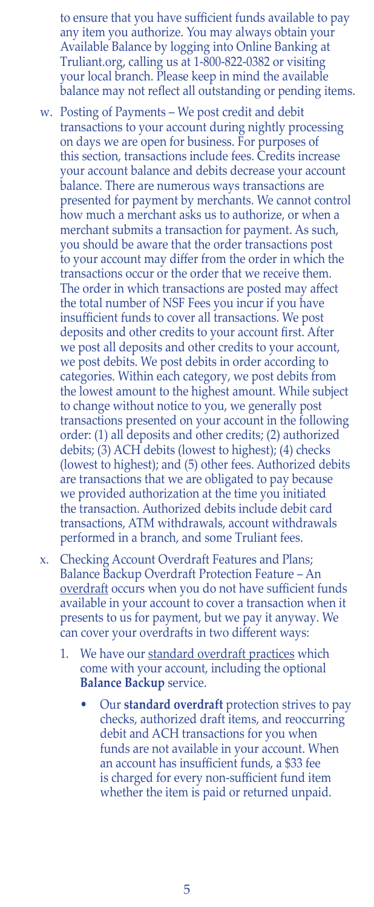to ensure that you have sufficient funds available to pay any item you authorize. You may always obtain your Available Balance by logging into Online Banking at Truliant.org, calling us at 1-800-822-0382 or visiting your local branch. Please keep in mind the available balance may not reflect all outstanding or pending items.

w. Posting of Payments – We post credit and debit transactions to your account during nightly processing on days we are open for business. For purposes of this section, transactions include fees. Credits increase your account balance and debits decrease your account balance. There are numerous ways transactions are presented for payment by merchants. We cannot control how much a merchant asks us to authorize, or when a merchant submits a transaction for payment. As such, you should be aware that the order transactions post to your account may differ from the order in which the transactions occur or the order that we receive them. The order in which transactions are posted may affect the total number of NSF Fees you incur if you have insufficient funds to cover all transactions. We post deposits and other credits to your account first. After we post all deposits and other credits to your account, we post debits. We post debits in order according to categories. Within each category, we post debits from the lowest amount to the highest amount. While subject to change without notice to you, we generally post transactions presented on your account in the following order: (1) all deposits and other credits; (2) authorized debits; (3) ACH debits (lowest to highest); (4) checks (lowest to highest); and (5) other fees. Authorized debits are transactions that we are obligated to pay because we provided authorization at the time you initiated the transaction. Authorized debits include debit card transactions, ATM withdrawals, account withdrawals performed in a branch, and some Truliant fees.

x. Checking Account Overdraft Features and Plans; Balance Backup Overdraft Protection Feature – An overdraft occurs when you do not have sufficient funds available in your account to cover a transaction when it presents to us for payment, but we pay it anyway. We can cover your overdrafts in two different ways:

   1. We have our standard overdraft practices which come with your account, including the optional **Balance Backup** service.

      - Our **standard overdraft** protection strives to pay checks, authorized draft items, and reoccurring debit and ACH transactions for you when funds are not available in your account. When an account has insufficient funds, a $33 fee is charged for every non-sufficient fund item whether the item is paid or returned unpaid.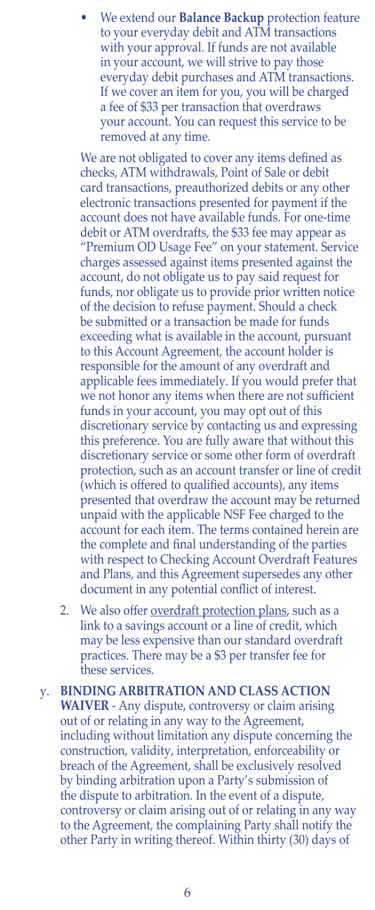- We extend our **Balance Backup** protection feature to your everyday debit and ATM transactions with your approval. If funds are not available in your account, we will strive to pay those everyday debit purchases and ATM transactions. If we cover an item for you, you will be charged a fee of $33 per transaction that overdraws your account. You can request this service to be removed at any time.

We are not obligated to cover any items defined as checks, ATM withdrawals, Point of Sale or debit card transactions, preauthorized debits or any other electronic transactions presented for payment if the account does not have available funds. For one-time debit or ATM overdrafts, the $33 fee may appear as "Premium OD Usage Fee" on your statement. Service charges assessed against items presented against the account, do not obligate us to pay said request for funds, nor obligate us to provide prior written notice of the decision to refuse payment. Should a check be submitted or a transaction be made for funds exceeding what is available in the account, pursuant to this Account Agreement, the account holder is responsible for the amount of any overdraft and applicable fees immediately. If you would prefer that we not honor any items when there are not sufficient funds in your account, you may opt out of this discretionary service by contacting us and expressing this preference. You are fully aware that without this discretionary service or some other form of overdraft protection, such as an account transfer or line of credit (which is offered to qualified accounts), any items presented that overdraw the account may be returned unpaid with the applicable NSF Fee charged to the account for each item. The terms contained herein are the complete and final understanding of the parties with respect to Checking Account Overdraft Features and Plans, and this Agreement supersedes any other document in any potential conflict of interest.

2. We also offer <u>overdraft protection plans</u>, such as a link to a savings account or a line of credit, which may be less expensive than our standard overdraft practices. There may be a $3 per transfer fee for these services.

y. **BINDING ARBITRATION AND CLASS ACTION WAIVER** - Any dispute, controversy or claim arising out of or relating in any way to the Agreement, including without limitation any dispute concerning the construction, validity, interpretation, enforceability or breach of the Agreement, shall be exclusively resolved by binding arbitration upon a Party's submission of the dispute to arbitration. In the event of a dispute, controversy or claim arising out of or relating in any way to the Agreement, the complaining Party shall notify the other Party in writing thereof. Within thirty (30) days of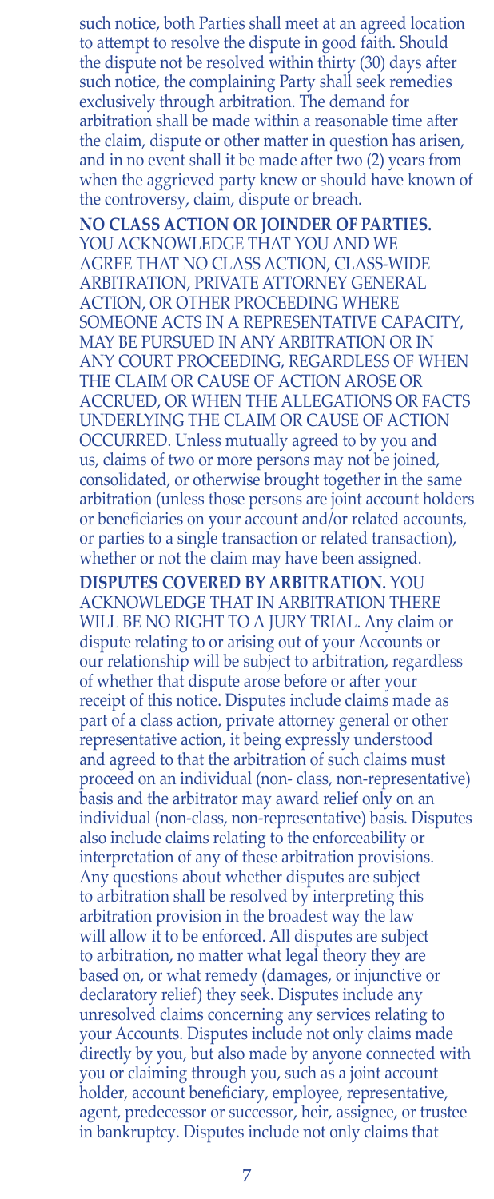such notice, both Parties shall meet at an agreed location to attempt to resolve the dispute in good faith. Should the dispute not be resolved within thirty (30) days after such notice, the complaining Party shall seek remedies exclusively through arbitration. The demand for arbitration shall be made within a reasonable time after the claim, dispute or other matter in question has arisen, and in no event shall it be made after two (2) years from when the aggrieved party knew or should have known of the controversy, claim, dispute or breach.

**NO CLASS ACTION OR JOINDER OF PARTIES.** YOU ACKNOWLEDGE THAT YOU AND WE AGREE THAT NO CLASS ACTION, CLASS-WIDE ARBITRATION, PRIVATE ATTORNEY GENERAL ACTION, OR OTHER PROCEEDING WHERE SOMEONE ACTS IN A REPRESENTATIVE CAPACITY, MAY BE PURSUED IN ANY ARBITRATION OR IN ANY COURT PROCEEDING, REGARDLESS OF WHEN THE CLAIM OR CAUSE OF ACTION AROSE OR ACCRUED, OR WHEN THE ALLEGATIONS OR FACTS UNDERLYING THE CLAIM OR CAUSE OF ACTION OCCURRED. Unless mutually agreed to by you and us, claims of two or more persons may not be joined, consolidated, or otherwise brought together in the same arbitration (unless those persons are joint account holders or beneficiaries on your account and/or related accounts, or parties to a single transaction or related transaction), whether or not the claim may have been assigned.

**DISPUTES COVERED BY ARBITRATION.** YOU ACKNOWLEDGE THAT IN ARBITRATION THERE WILL BE NO RIGHT TO A JURY TRIAL. Any claim or dispute relating to or arising out of your Accounts or our relationship will be subject to arbitration, regardless of whether that dispute arose before or after your receipt of this notice. Disputes include claims made as part of a class action, private attorney general or other representative action, it being expressly understood and agreed to that the arbitration of such claims must proceed on an individual (non- class, non-representative) basis and the arbitrator may award relief only on an individual (non-class, non-representative) basis. Disputes also include claims relating to the enforceability or interpretation of any of these arbitration provisions. Any questions about whether disputes are subject to arbitration shall be resolved by interpreting this arbitration provision in the broadest way the law will allow it to be enforced. All disputes are subject to arbitration, no matter what legal theory they are based on, or what remedy (damages, or injunctive or declaratory relief) they seek. Disputes include any unresolved claims concerning any services relating to your Accounts. Disputes include not only claims made directly by you, but also made by anyone connected with you or claiming through you, such as a joint account holder, account beneficiary, employee, representative, agent, predecessor or successor, heir, assignee, or trustee in bankruptcy. Disputes include not only claims that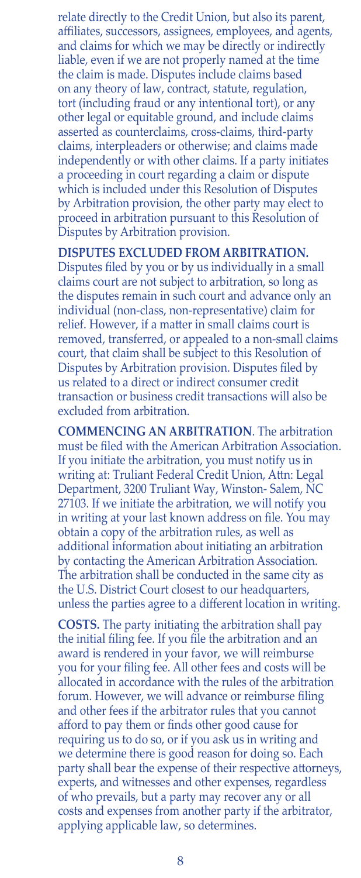relate directly to the Credit Union, but also its parent, affiliates, successors, assignees, employees, and agents, and claims for which we may be directly or indirectly liable, even if we are not properly named at the time the claim is made. Disputes include claims based on any theory of law, contract, statute, regulation, tort (including fraud or any intentional tort), or any other legal or equitable ground, and include claims asserted as counterclaims, cross-claims, third-party claims, interpleaders or otherwise; and claims made independently or with other claims. If a party initiates a proceeding in court regarding a claim or dispute which is included under this Resolution of Disputes by Arbitration provision, the other party may elect to proceed in arbitration pursuant to this Resolution of Disputes by Arbitration provision.

**DISPUTES EXCLUDED FROM ARBITRATION.** Disputes filed by you or by us individually in a small claims court are not subject to arbitration, so long as the disputes remain in such court and advance only an individual (non-class, non-representative) claim for relief. However, if a matter in small claims court is removed, transferred, or appealed to a non-small claims court, that claim shall be subject to this Resolution of Disputes by Arbitration provision. Disputes filed by us related to a direct or indirect consumer credit transaction or business credit transactions will also be excluded from arbitration.

**COMMENCING AN ARBITRATION**. The arbitration must be filed with the American Arbitration Association. If you initiate the arbitration, you must notify us in writing at: Truliant Federal Credit Union, Attn: Legal Department, 3200 Truliant Way, Winston- Salem, NC 27103. If we initiate the arbitration, we will notify you in writing at your last known address on file. You may obtain a copy of the arbitration rules, as well as additional information about initiating an arbitration by contacting the American Arbitration Association. The arbitration shall be conducted in the same city as the U.S. District Court closest to our headquarters, unless the parties agree to a different location in writing.

**COSTS.** The party initiating the arbitration shall pay the initial filing fee. If you file the arbitration and an award is rendered in your favor, we will reimburse you for your filing fee. All other fees and costs will be allocated in accordance with the rules of the arbitration forum. However, we will advance or reimburse filing and other fees if the arbitrator rules that you cannot afford to pay them or finds other good cause for requiring us to do so, or if you ask us in writing and we determine there is good reason for doing so. Each party shall bear the expense of their respective attorneys, experts, and witnesses and other expenses, regardless of who prevails, but a party may recover any or all costs and expenses from another party if the arbitrator, applying applicable law, so determines.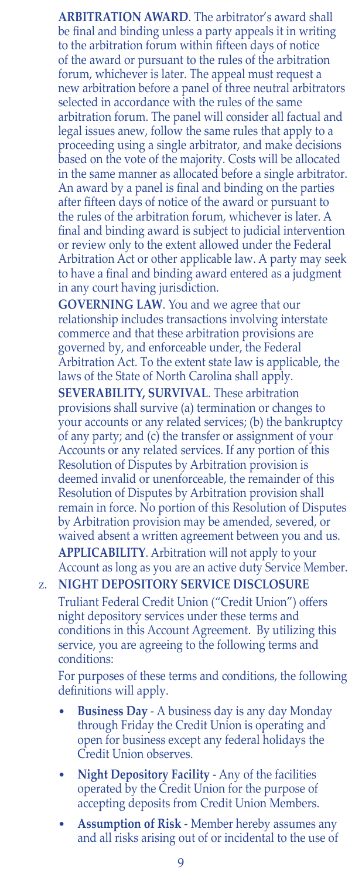**ARBITRATION AWARD**. The arbitrator's award shall be final and binding unless a party appeals it in writing to the arbitration forum within fifteen days of notice of the award or pursuant to the rules of the arbitration forum, whichever is later. The appeal must request a new arbitration before a panel of three neutral arbitrators selected in accordance with the rules of the same arbitration forum. The panel will consider all factual and legal issues anew, follow the same rules that apply to a proceeding using a single arbitrator, and make decisions based on the vote of the majority. Costs will be allocated in the same manner as allocated before a single arbitrator. An award by a panel is final and binding on the parties after fifteen days of notice of the award or pursuant to the rules of the arbitration forum, whichever is later. A final and binding award is subject to judicial intervention or review only to the extent allowed under the Federal Arbitration Act or other applicable law. A party may seek to have a final and binding award entered as a judgment in any court having jurisdiction.

**GOVERNING LAW**. You and we agree that our relationship includes transactions involving interstate commerce and that these arbitration provisions are governed by, and enforceable under, the Federal Arbitration Act. To the extent state law is applicable, the laws of the State of North Carolina shall apply.

**SEVERABILITY, SURVIVAL**. These arbitration provisions shall survive (a) termination or changes to your accounts or any related services; (b) the bankruptcy of any party; and (c) the transfer or assignment of your Accounts or any related services. If any portion of this Resolution of Disputes by Arbitration provision is deemed invalid or unenforceable, the remainder of this Resolution of Disputes by Arbitration provision shall remain in force. No portion of this Resolution of Disputes by Arbitration provision may be amended, severed, or waived absent a written agreement between you and us.

**APPLICABILITY**. Arbitration will not apply to your Account as long as you are an active duty Service Member.

z. **NIGHT DEPOSITORY SERVICE DISCLOSURE**

Truliant Federal Credit Union ("Credit Union") offers night depository services under these terms and conditions in this Account Agreement. By utilizing this service, you are agreeing to the following terms and conditions:

For purposes of these terms and conditions, the following definitions will apply.

- **Business Day** - A business day is any day Monday through Friday the Credit Union is operating and open for business except any federal holidays the Credit Union observes.
- **Night Depository Facility** - Any of the facilities operated by the Credit Union for the purpose of accepting deposits from Credit Union Members.
- **Assumption of Risk** - Member hereby assumes any and all risks arising out of or incidental to the use of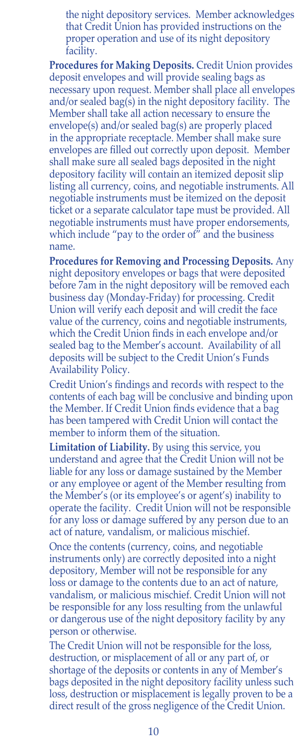the night depository services. Member acknowledges that Credit Union has provided instructions on the proper operation and use of its night depository facility.

**Procedures for Making Deposits.** Credit Union provides deposit envelopes and will provide sealing bags as necessary upon request. Member shall place all envelopes and/or sealed bag(s) in the night depository facility. The Member shall take all action necessary to ensure the envelope(s) and/or sealed bag(s) are properly placed in the appropriate receptacle. Member shall make sure envelopes are filled out correctly upon deposit. Member shall make sure all sealed bags deposited in the night depository facility will contain an itemized deposit slip listing all currency, coins, and negotiable instruments. All negotiable instruments must be itemized on the deposit ticket or a separate calculator tape must be provided. All negotiable instruments must have proper endorsements, which include "pay to the order of" and the business name.

**Procedures for Removing and Processing Deposits.** Any night depository envelopes or bags that were deposited before 7am in the night depository will be removed each business day (Monday-Friday) for processing. Credit Union will verify each deposit and will credit the face value of the currency, coins and negotiable instruments, which the Credit Union finds in each envelope and/or sealed bag to the Member's account. Availability of all deposits will be subject to the Credit Union's Funds Availability Policy.

Credit Union's findings and records with respect to the contents of each bag will be conclusive and binding upon the Member. If Credit Union finds evidence that a bag has been tampered with Credit Union will contact the member to inform them of the situation.

**Limitation of Liability.** By using this service, you understand and agree that the Credit Union will not be liable for any loss or damage sustained by the Member or any employee or agent of the Member resulting from the Member's (or its employee's or agent's) inability to operate the facility. Credit Union will not be responsible for any loss or damage suffered by any person due to an act of nature, vandalism, or malicious mischief.

Once the contents (currency, coins, and negotiable instruments only) are correctly deposited into a night depository, Member will not be responsible for any loss or damage to the contents due to an act of nature, vandalism, or malicious mischief. Credit Union will not be responsible for any loss resulting from the unlawful or dangerous use of the night depository facility by any person or otherwise.

The Credit Union will not be responsible for the loss, destruction, or misplacement of all or any part of, or shortage of the deposits or contents in any of Member's bags deposited in the night depository facility unless such loss, destruction or misplacement is legally proven to be a direct result of the gross negligence of the Credit Union.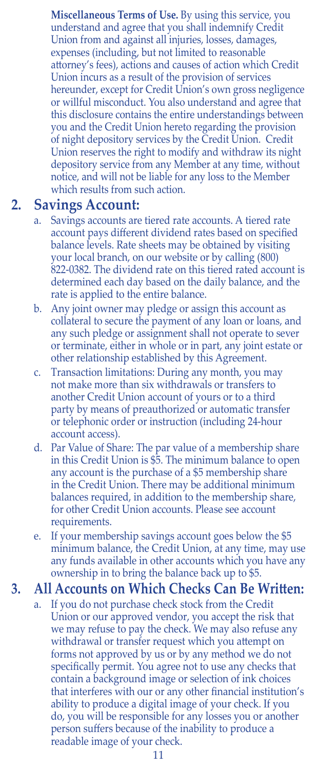**Miscellaneous Terms of Use.** By using this service, you understand and agree that you shall indemnify Credit Union from and against all injuries, losses, damages, expenses (including, but not limited to reasonable attorney's fees), actions and causes of action which Credit Union incurs as a result of the provision of services hereunder, except for Credit Union's own gross negligence or willful misconduct. You also understand and agree that this disclosure contains the entire understandings between you and the Credit Union hereto regarding the provision of night depository services by the Credit Union. Credit Union reserves the right to modify and withdraw its night depository service from any Member at any time, without notice, and will not be liable for any loss to the Member which results from such action.

## 2. Savings Account:

a. Savings accounts are tiered rate accounts. A tiered rate account pays different dividend rates based on specified balance levels. Rate sheets may be obtained by visiting your local branch, on our website or by calling (800) 822-0382. The dividend rate on this tiered rated account is determined each day based on the daily balance, and the rate is applied to the entire balance.

b. Any joint owner may pledge or assign this account as collateral to secure the payment of any loan or loans, and any such pledge or assignment shall not operate to sever or terminate, either in whole or in part, any joint estate or other relationship established by this Agreement.

c. Transaction limitations: During any month, you may not make more than six withdrawals or transfers to another Credit Union account of yours or to a third party by means of preauthorized or automatic transfer or telephonic order or instruction (including 24-hour account access).

d. Par Value of Share: The par value of a membership share in this Credit Union is $5. The minimum balance to open any account is the purchase of a $5 membership share in the Credit Union. There may be additional minimum balances required, in addition to the membership share, for other Credit Union accounts. Please see account requirements.

e. If your membership savings account goes below the $5 minimum balance, the Credit Union, at any time, may use any funds available in other accounts which you have any ownership in to bring the balance back up to $5.

## 3. All Accounts on Which Checks Can Be Written:

a. If you do not purchase check stock from the Credit Union or our approved vendor, you accept the risk that we may refuse to pay the check. We may also refuse any withdrawal or transfer request which you attempt on forms not approved by us or by any method we do not specifically permit. You agree not to use any checks that contain a background image or selection of ink choices that interferes with our or any other financial institution's ability to produce a digital image of your check. If you do, you will be responsible for any losses you or another person suffers because of the inability to produce a readable image of your check.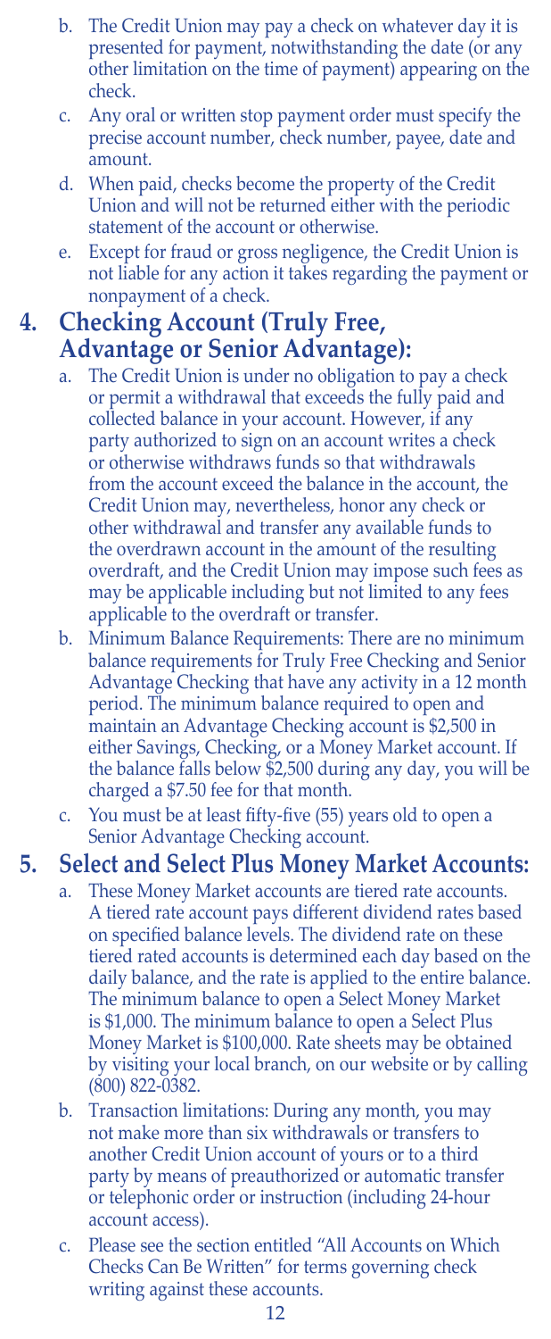b. The Credit Union may pay a check on whatever day it is presented for payment, notwithstanding the date (or any other limitation on the time of payment) appearing on the check.
c. Any oral or written stop payment order must specify the precise account number, check number, payee, date and amount.
d. When paid, checks become the property of the Credit Union and will not be returned either with the periodic statement of the account or otherwise.
e. Except for fraud or gross negligence, the Credit Union is not liable for any action it takes regarding the payment or nonpayment of a check.

## 4. Checking Account (Truly Free, Advantage or Senior Advantage):

a. The Credit Union is under no obligation to pay a check or permit a withdrawal that exceeds the fully paid and collected balance in your account. However, if any party authorized to sign on an account writes a check or otherwise withdraws funds so that withdrawals from the account exceed the balance in the account, the Credit Union may, nevertheless, honor any check or other withdrawal and transfer any available funds to the overdrawn account in the amount of the resulting overdraft, and the Credit Union may impose such fees as may be applicable including but not limited to any fees applicable to the overdraft or transfer.
b. Minimum Balance Requirements: There are no minimum balance requirements for Truly Free Checking and Senior Advantage Checking that have any activity in a 12 month period. The minimum balance required to open and maintain an Advantage Checking account is $2,500 in either Savings, Checking, or a Money Market account. If the balance falls below $2,500 during any day, you will be charged a $7.50 fee for that month.
c. You must be at least fifty-five (55) years old to open a Senior Advantage Checking account.

## 5. Select and Select Plus Money Market Accounts:

a. These Money Market accounts are tiered rate accounts. A tiered rate account pays different dividend rates based on specified balance levels. The dividend rate on these tiered rated accounts is determined each day based on the daily balance, and the rate is applied to the entire balance. The minimum balance to open a Select Money Market is $1,000. The minimum balance to open a Select Plus Money Market is $100,000. Rate sheets may be obtained by visiting your local branch, on our website or by calling (800) 822-0382.
b. Transaction limitations: During any month, you may not make more than six withdrawals or transfers to another Credit Union account of yours or to a third party by means of preauthorized or automatic transfer or telephonic order or instruction (including 24-hour account access).
c. Please see the section entitled "All Accounts on Which Checks Can Be Written" for terms governing check writing against these accounts.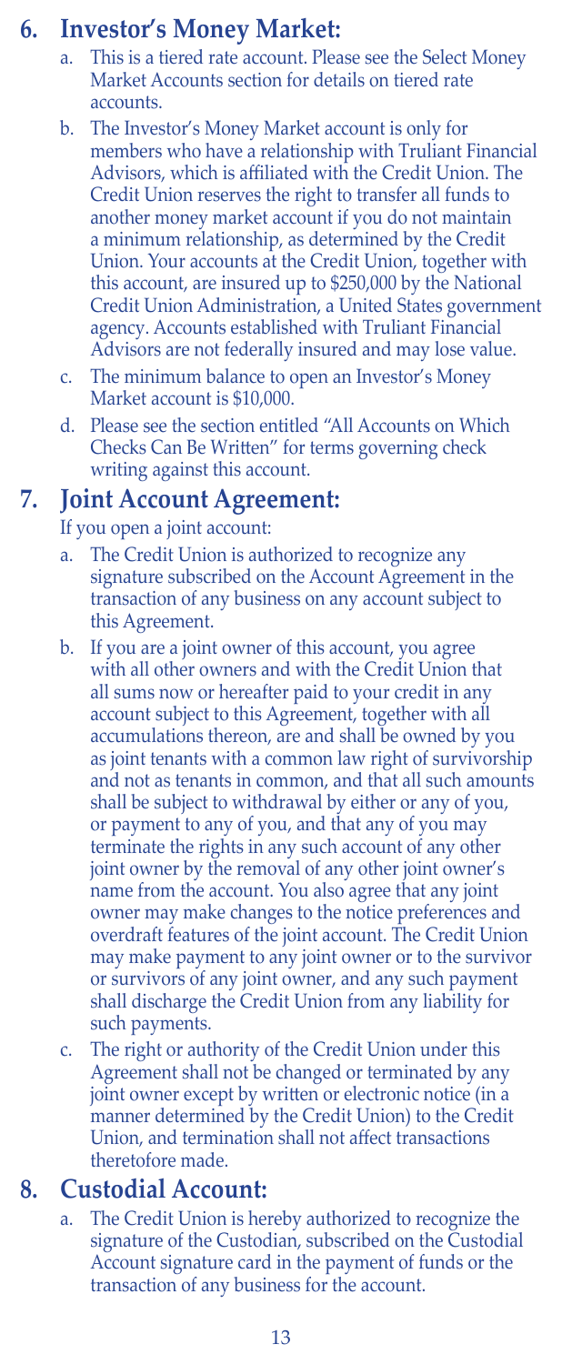## 6. Investor's Money Market:

a. This is a tiered rate account. Please see the Select Money Market Accounts section for details on tiered rate accounts.

b. The Investor's Money Market account is only for members who have a relationship with Truliant Financial Advisors, which is affiliated with the Credit Union. The Credit Union reserves the right to transfer all funds to another money market account if you do not maintain a minimum relationship, as determined by the Credit Union. Your accounts at the Credit Union, together with this account, are insured up to $250,000 by the National Credit Union Administration, a United States government agency. Accounts established with Truliant Financial Advisors are not federally insured and may lose value.

c. The minimum balance to open an Investor's Money Market account is $10,000.

d. Please see the section entitled "All Accounts on Which Checks Can Be Written" for terms governing check writing against this account.

## 7. Joint Account Agreement:

If you open a joint account:

a. The Credit Union is authorized to recognize any signature subscribed on the Account Agreement in the transaction of any business on any account subject to this Agreement.

b. If you are a joint owner of this account, you agree with all other owners and with the Credit Union that all sums now or hereafter paid to your credit in any account subject to this Agreement, together with all accumulations thereon, are and shall be owned by you as joint tenants with a common law right of survivorship and not as tenants in common, and that all such amounts shall be subject to withdrawal by either or any of you, or payment to any of you, and that any of you may terminate the rights in any such account of any other joint owner by the removal of any other joint owner's name from the account. You also agree that any joint owner may make changes to the notice preferences and overdraft features of the joint account. The Credit Union may make payment to any joint owner or to the survivor or survivors of any joint owner, and any such payment shall discharge the Credit Union from any liability for such payments.

c. The right or authority of the Credit Union under this Agreement shall not be changed or terminated by any joint owner except by written or electronic notice (in a manner determined by the Credit Union) to the Credit Union, and termination shall not affect transactions theretofore made.

## 8. Custodial Account:

a. The Credit Union is hereby authorized to recognize the signature of the Custodian, subscribed on the Custodial Account signature card in the payment of funds or the transaction of any business for the account.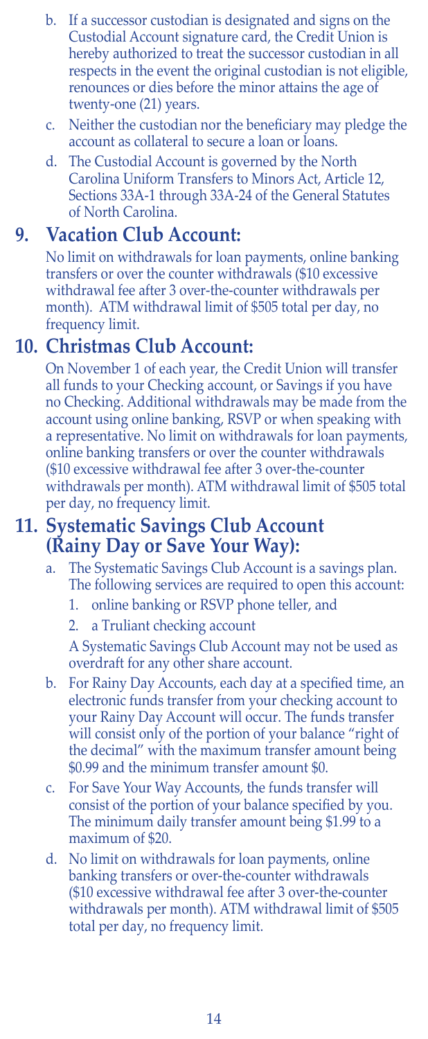b. If a successor custodian is designated and signs on the Custodial Account signature card, the Credit Union is hereby authorized to treat the successor custodian in all respects in the event the original custodian is not eligible, renounces or dies before the minor attains the age of twenty-one (21) years.

c. Neither the custodian nor the beneficiary may pledge the account as collateral to secure a loan or loans.

d. The Custodial Account is governed by the North Carolina Uniform Transfers to Minors Act, Article 12, Sections 33A-1 through 33A-24 of the General Statutes of North Carolina.

## 9. Vacation Club Account:

No limit on withdrawals for loan payments, online banking transfers or over the counter withdrawals ($10 excessive withdrawal fee after 3 over-the-counter withdrawals per month). ATM withdrawal limit of $505 total per day, no frequency limit.

## 10. Christmas Club Account:

On November 1 of each year, the Credit Union will transfer all funds to your Checking account, or Savings if you have no Checking. Additional withdrawals may be made from the account using online banking, RSVP or when speaking with a representative. No limit on withdrawals for loan payments, online banking transfers or over the counter withdrawals ($10 excessive withdrawal fee after 3 over-the-counter withdrawals per month). ATM withdrawal limit of $505 total per day, no frequency limit.

## 11. Systematic Savings Club Account (Rainy Day or Save Your Way):

a. The Systematic Savings Club Account is a savings plan. The following services are required to open this account:

   1. online banking or RSVP phone teller, and
   2. a Truliant checking account

   A Systematic Savings Club Account may not be used as overdraft for any other share account.

b. For Rainy Day Accounts, each day at a specified time, an electronic funds transfer from your checking account to your Rainy Day Account will occur. The funds transfer will consist only of the portion of your balance "right of the decimal" with the maximum transfer amount being $0.99 and the minimum transfer amount $0.

c. For Save Your Way Accounts, the funds transfer will consist of the portion of your balance specified by you. The minimum daily transfer amount being $1.99 to a maximum of $20.

d. No limit on withdrawals for loan payments, online banking transfers or over-the-counter withdrawals ($10 excessive withdrawal fee after 3 over-the-counter withdrawals per month). ATM withdrawal limit of $505 total per day, no frequency limit.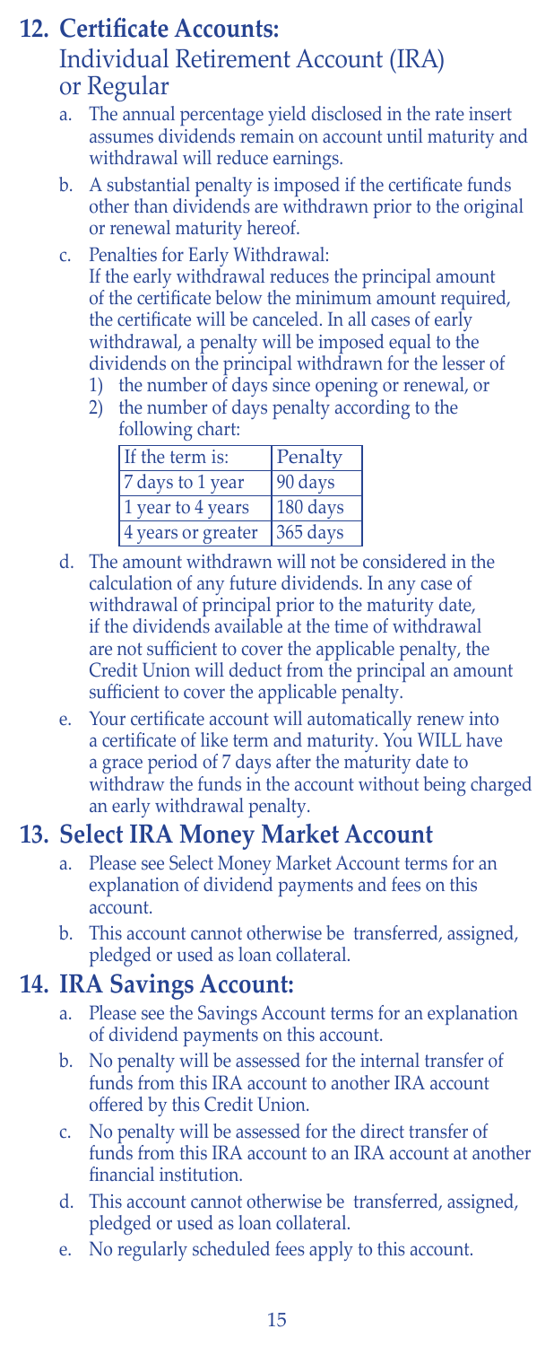## 12. Certificate Accounts:

### Individual Retirement Account (IRA) or Regular

a. The annual percentage yield disclosed in the rate insert assumes dividends remain on account until maturity and withdrawal will reduce earnings.

b. A substantial penalty is imposed if the certificate funds other than dividends are withdrawn prior to the original or renewal maturity hereof.

c. Penalties for Early Withdrawal:
If the early withdrawal reduces the principal amount of the certificate below the minimum amount required, the certificate will be canceled. In all cases of early withdrawal, a penalty will be imposed equal to the dividends on the principal withdrawn for the lesser of
   1) the number of days since opening or renewal, or
   2) the number of days penalty according to the following chart:

| If the term is: | Penalty |
|---|---|
| 7 days to 1 year | 90 days |
| 1 year to 4 years | 180 days |
| 4 years or greater | 365 days |

d. The amount withdrawn will not be considered in the calculation of any future dividends. In any case of withdrawal of principal prior to the maturity date, if the dividends available at the time of withdrawal are not sufficient to cover the applicable penalty, the Credit Union will deduct from the principal an amount sufficient to cover the applicable penalty.

e. Your certificate account will automatically renew into a certificate of like term and maturity. You WILL have a grace period of 7 days after the maturity date to withdraw the funds in the account without being charged an early withdrawal penalty.

## 13. Select IRA Money Market Account

a. Please see Select Money Market Account terms for an explanation of dividend payments and fees on this account.

b. This account cannot otherwise be transferred, assigned, pledged or used as loan collateral.

## 14. IRA Savings Account:

a. Please see the Savings Account terms for an explanation of dividend payments on this account.

b. No penalty will be assessed for the internal transfer of funds from this IRA account to another IRA account offered by this Credit Union.

c. No penalty will be assessed for the direct transfer of funds from this IRA account to an IRA account at another financial institution.

d. This account cannot otherwise be transferred, assigned, pledged or used as loan collateral.

e. No regularly scheduled fees apply to this account.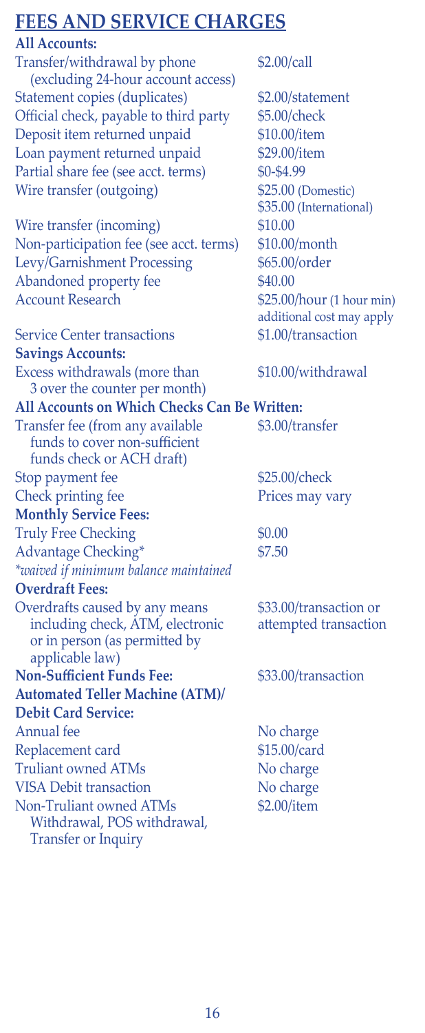## FEES AND SERVICE CHARGES

| | |
|---|---|
| **All Accounts:** | |
| Transfer/withdrawal by phone (excluding 24-hour account access) | $2.00/call |
| Statement copies (duplicates) | $2.00/statement |
| Official check, payable to third party | $5.00/check |
| Deposit item returned unpaid | $10.00/item |
| Loan payment returned unpaid | $29.00/item |
| Partial share fee (see acct. terms) | $0-$4.99 |
| Wire transfer (outgoing) | $25.00 (Domestic)<br>$35.00 (International) |
| Wire transfer (incoming) | $10.00 |
| Non-participation fee (see acct. terms) | $10.00/month |
| Levy/Garnishment Processing | $65.00/order |
| Abandoned property fee | $40.00 |
| Account Research | $25.00/hour (1 hour min)<br>additional cost may apply |
| Service Center transactions | $1.00/transaction |
| **Savings Accounts:** | |
| Excess withdrawals (more than 3 over the counter per month) | $10.00/withdrawal |
| **All Accounts on Which Checks Can Be Written:** | |
| Transfer fee (from any available funds to cover non-sufficient funds check or ACH draft) | $3.00/transfer |
| Stop payment fee | $25.00/check |
| Check printing fee | Prices may vary |
| **Monthly Service Fees:** | |
| Truly Free Checking | $0.00 |
| Advantage Checking* | $7.50 |
| *\*waived if minimum balance maintained* | |
| **Overdraft Fees:** | |
| Overdrafts caused by any means including check, ATM, electronic or in person (as permitted by applicable law) | $33.00/transaction or attempted transaction |
| **Non-Sufficient Funds Fee:** | $33.00/transaction |
| **Automated Teller Machine (ATM)/ Debit Card Service:** | |
| Annual fee | No charge |
| Replacement card | $15.00/card |
| Truliant owned ATMs | No charge |
| VISA Debit transaction | No charge |
| Non-Truliant owned ATMs Withdrawal, POS withdrawal, Transfer or Inquiry | $2.00/item |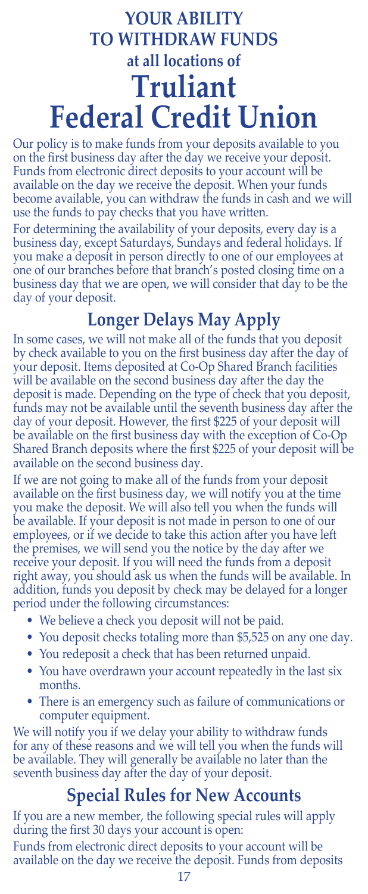# YOUR ABILITY TO WITHDRAW FUNDS

## at all locations of

# Truliant Federal Credit Union

Our policy is to make funds from your deposits available to you on the first business day after the day we receive your deposit. Funds from electronic direct deposits to your account will be available on the day we receive the deposit. When your funds become available, you can withdraw the funds in cash and we will use the funds to pay checks that you have written.

For determining the availability of your deposits, every day is a business day, except Saturdays, Sundays and federal holidays. If you make a deposit in person directly to one of our employees at one of our branches before that branch's posted closing time on a business day that we are open, we will consider that day to be the day of your deposit.

## Longer Delays May Apply

In some cases, we will not make all of the funds that you deposit by check available to you on the first business day after the day of your deposit. Items deposited at Co-Op Shared Branch facilities will be available on the second business day after the day the deposit is made. Depending on the type of check that you deposit, funds may not be available until the seventh business day after the day of your deposit. However, the first $225 of your deposit will be available on the first business day with the exception of Co-Op Shared Branch deposits where the first $225 of your deposit will be available on the second business day.

If we are not going to make all of the funds from your deposit available on the first business day, we will notify you at the time you make the deposit. We will also tell you when the funds will be available. If your deposit is not made in person to one of our employees, or if we decide to take this action after you have left the premises, we will send you the notice by the day after we receive your deposit. If you will need the funds from a deposit right away, you should ask us when the funds will be available. In addition, funds you deposit by check may be delayed for a longer period under the following circumstances:

- We believe a check you deposit will not be paid.
- You deposit checks totaling more than $5,525 on any one day.
- You redeposit a check that has been returned unpaid.
- You have overdrawn your account repeatedly in the last six months.
- There is an emergency such as failure of communications or computer equipment.

We will notify you if we delay your ability to withdraw funds for any of these reasons and we will tell you when the funds will be available. They will generally be available no later than the seventh business day after the day of your deposit.

## Special Rules for New Accounts

If you are a new member, the following special rules will apply during the first 30 days your account is open:

Funds from electronic direct deposits to your account will be available on the day we receive the deposit. Funds from deposits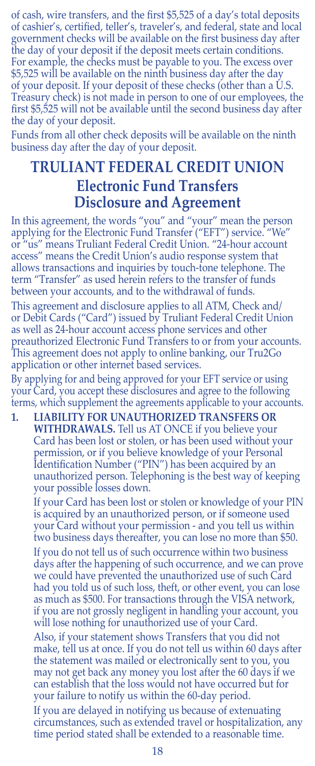of cash, wire transfers, and the first $5,525 of a day's total deposits of cashier's, certified, teller's, traveler's, and federal, state and local government checks will be available on the first business day after the day of your deposit if the deposit meets certain conditions. For example, the checks must be payable to you. The excess over $5,525 will be available on the ninth business day after the day of your deposit. If your deposit of these checks (other than a U.S. Treasury check) is not made in person to one of our employees, the first $5,525 will not be available until the second business day after the day of your deposit.

Funds from all other check deposits will be available on the ninth business day after the day of your deposit.

# TRULIANT FEDERAL CREDIT UNION

## Electronic Fund Transfers Disclosure and Agreement

In this agreement, the words "you" and "your" mean the person applying for the Electronic Fund Transfer ("EFT") service. "We" or "us" means Truliant Federal Credit Union. "24-hour account access" means the Credit Union's audio response system that allows transactions and inquiries by touch-tone telephone. The term "Transfer" as used herein refers to the transfer of funds between your accounts, and to the withdrawal of funds.

This agreement and disclosure applies to all ATM, Check and/or Debit Cards ("Card") issued by Truliant Federal Credit Union as well as 24-hour account access phone services and other preauthorized Electronic Fund Transfers to or from your accounts. This agreement does not apply to online banking, our Tru2Go application or other internet based services.

By applying for and being approved for your EFT service or using your Card, you accept these disclosures and agree to the following terms, which supplement the agreements applicable to your accounts.

1. **LIABILITY FOR UNAUTHORIZED TRANSFERS OR WITHDRAWALS.** Tell us AT ONCE if you believe your Card has been lost or stolen, or has been used without your permission, or if you believe knowledge of your Personal Identification Number ("PIN") has been acquired by an unauthorized person. Telephoning is the best way of keeping your possible losses down.

   If your Card has been lost or stolen or knowledge of your PIN is acquired by an unauthorized person, or if someone used your Card without your permission - and you tell us within two business days thereafter, you can lose no more than $50.

   If you do not tell us of such occurrence within two business days after the happening of such occurrence, and we can prove we could have prevented the unauthorized use of such Card had you told us of such loss, theft, or other event, you can lose as much as $500. For transactions through the VISA network, if you are not grossly negligent in handling your account, you will lose nothing for unauthorized use of your Card.

   Also, if your statement shows Transfers that you did not make, tell us at once. If you do not tell us within 60 days after the statement was mailed or electronically sent to you, you may not get back any money you lost after the 60 days if we can establish that the loss would not have occurred but for your failure to notify us within the 60-day period.

   If you are delayed in notifying us because of extenuating circumstances, such as extended travel or hospitalization, any time period stated shall be extended to a reasonable time.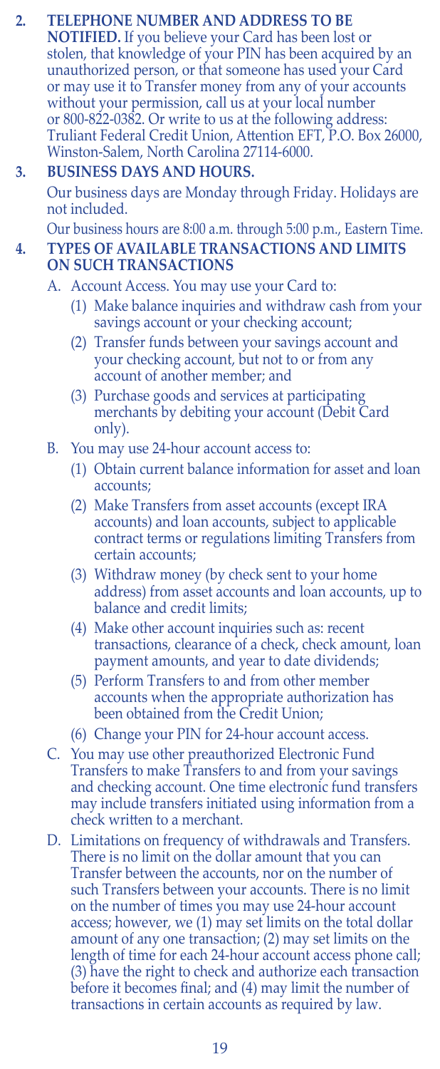2. **TELEPHONE NUMBER AND ADDRESS TO BE NOTIFIED.** If you believe your Card has been lost or stolen, that knowledge of your PIN has been acquired by an unauthorized person, or that someone has used your Card or may use it to Transfer money from any of your accounts without your permission, call us at your local number or 800-822-0382. Or write to us at the following address: Truliant Federal Credit Union, Attention EFT, P.O. Box 26000, Winston-Salem, North Carolina 27114-6000.

3. **BUSINESS DAYS AND HOURS.**

   Our business days are Monday through Friday. Holidays are not included.

   Our business hours are 8:00 a.m. through 5:00 p.m., Eastern Time.

4. **TYPES OF AVAILABLE TRANSACTIONS AND LIMITS ON SUCH TRANSACTIONS**

   A. Account Access. You may use your Card to:

      (1) Make balance inquiries and withdraw cash from your savings account or your checking account;

      (2) Transfer funds between your savings account and your checking account, but not to or from any account of another member; and

      (3) Purchase goods and services at participating merchants by debiting your account (Debit Card only).

   B. You may use 24-hour account access to:

      (1) Obtain current balance information for asset and loan accounts;

      (2) Make Transfers from asset accounts (except IRA accounts) and loan accounts, subject to applicable contract terms or regulations limiting Transfers from certain accounts;

      (3) Withdraw money (by check sent to your home address) from asset accounts and loan accounts, up to balance and credit limits;

      (4) Make other account inquiries such as: recent transactions, clearance of a check, check amount, loan payment amounts, and year to date dividends;

      (5) Perform Transfers to and from other member accounts when the appropriate authorization has been obtained from the Credit Union;

      (6) Change your PIN for 24-hour account access.

   C. You may use other preauthorized Electronic Fund Transfers to make Transfers to and from your savings and checking account. One time electronic fund transfers may include transfers initiated using information from a check written to a merchant.

   D. Limitations on frequency of withdrawals and Transfers. There is no limit on the dollar amount that you can Transfer between the accounts, nor on the number of such Transfers between your accounts. There is no limit on the number of times you may use 24-hour account access; however, we (1) may set limits on the total dollar amount of any one transaction; (2) may set limits on the length of time for each 24-hour account access phone call; (3) have the right to check and authorize each transaction before it becomes final; and (4) may limit the number of transactions in certain accounts as required by law.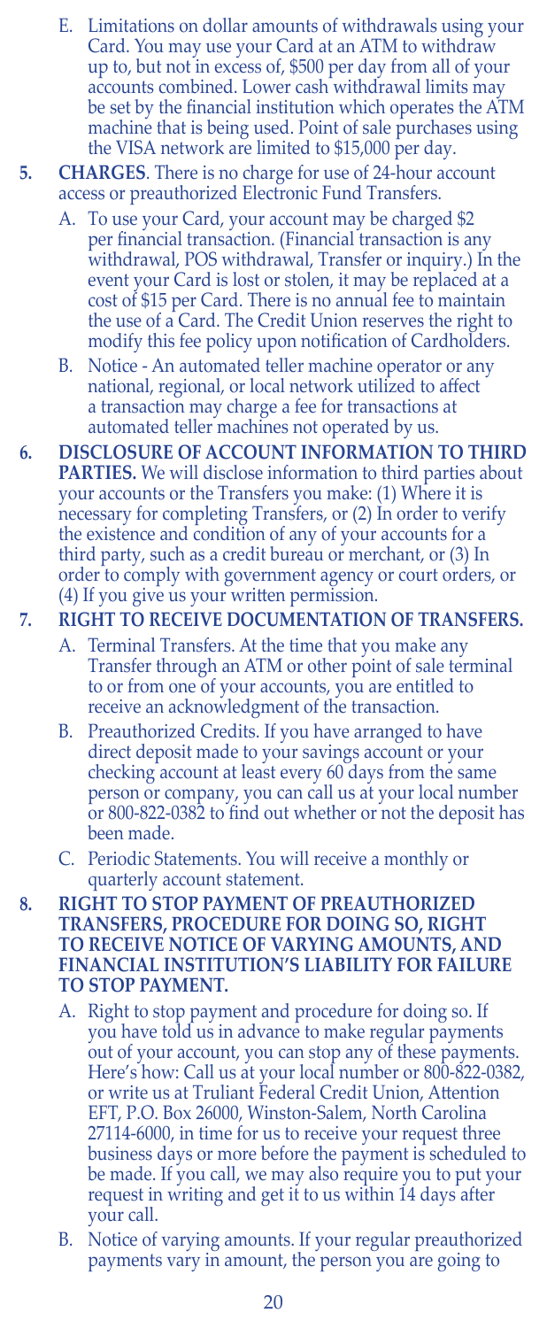E. Limitations on dollar amounts of withdrawals using your Card. You may use your Card at an ATM to withdraw up to, but not in excess of, $500 per day from all of your accounts combined. Lower cash withdrawal limits may be set by the financial institution which operates the ATM machine that is being used. Point of sale purchases using the VISA network are limited to $15,000 per day.

5. **CHARGES**. There is no charge for use of 24-hour account access or preauthorized Electronic Fund Transfers.

   A. To use your Card, your account may be charged $2 per financial transaction. (Financial transaction is any withdrawal, POS withdrawal, Transfer or inquiry.) In the event your Card is lost or stolen, it may be replaced at a cost of $15 per Card. There is no annual fee to maintain the use of a Card. The Credit Union reserves the right to modify this fee policy upon notification of Cardholders.

   B. Notice - An automated teller machine operator or any national, regional, or local network utilized to affect a transaction may charge a fee for transactions at automated teller machines not operated by us.

6. **DISCLOSURE OF ACCOUNT INFORMATION TO THIRD PARTIES.** We will disclose information to third parties about your accounts or the Transfers you make: (1) Where it is necessary for completing Transfers, or (2) In order to verify the existence and condition of any of your accounts for a third party, such as a credit bureau or merchant, or (3) In order to comply with government agency or court orders, or (4) If you give us your written permission.

7. **RIGHT TO RECEIVE DOCUMENTATION OF TRANSFERS.**

   A. Terminal Transfers. At the time that you make any Transfer through an ATM or other point of sale terminal to or from one of your accounts, you are entitled to receive an acknowledgment of the transaction.

   B. Preauthorized Credits. If you have arranged to have direct deposit made to your savings account or your checking account at least every 60 days from the same person or company, you can call us at your local number or 800-822-0382 to find out whether or not the deposit has been made.

   C. Periodic Statements. You will receive a monthly or quarterly account statement.

8. **RIGHT TO STOP PAYMENT OF PREAUTHORIZED TRANSFERS, PROCEDURE FOR DOING SO, RIGHT TO RECEIVE NOTICE OF VARYING AMOUNTS, AND FINANCIAL INSTITUTION'S LIABILITY FOR FAILURE TO STOP PAYMENT.**

   A. Right to stop payment and procedure for doing so. If you have told us in advance to make regular payments out of your account, you can stop any of these payments. Here's how: Call us at your local number or 800-822-0382, or write us at Truliant Federal Credit Union, Attention EFT, P.O. Box 26000, Winston-Salem, North Carolina 27114-6000, in time for us to receive your request three business days or more before the payment is scheduled to be made. If you call, we may also require you to put your request in writing and get it to us within 14 days after your call.

   B. Notice of varying amounts. If your regular preauthorized payments vary in amount, the person you are going to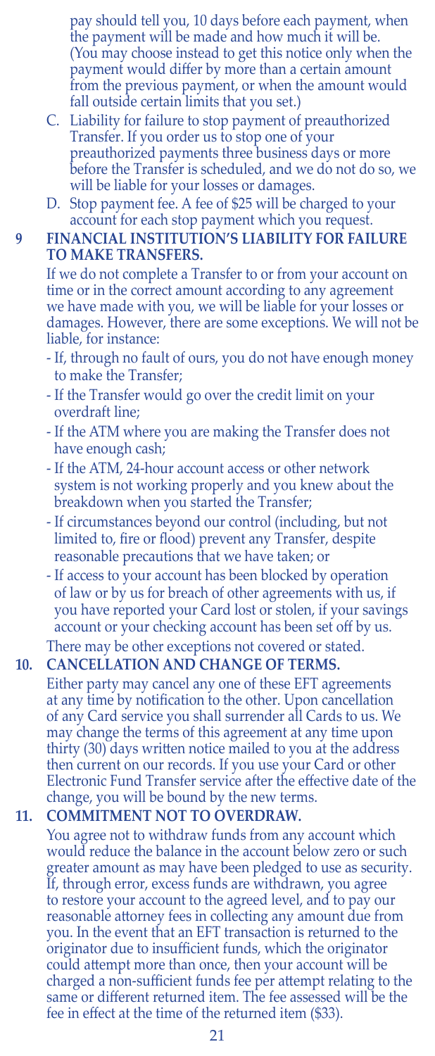pay should tell you, 10 days before each payment, when the payment will be made and how much it will be. (You may choose instead to get this notice only when the payment would differ by more than a certain amount from the previous payment, or when the amount would fall outside certain limits that you set.)

C. Liability for failure to stop payment of preauthorized Transfer. If you order us to stop one of your preauthorized payments three business days or more before the Transfer is scheduled, and we do not do so, we will be liable for your losses or damages.

D. Stop payment fee. A fee of $25 will be charged to your account for each stop payment which you request.

**9 FINANCIAL INSTITUTION'S LIABILITY FOR FAILURE TO MAKE TRANSFERS.**

If we do not complete a Transfer to or from your account on time or in the correct amount according to any agreement we have made with you, we will be liable for your losses or damages. However, there are some exceptions. We will not be liable, for instance:

- If, through no fault of ours, you do not have enough money to make the Transfer;
- If the Transfer would go over the credit limit on your overdraft line;
- If the ATM where you are making the Transfer does not have enough cash;
- If the ATM, 24-hour account access or other network system is not working properly and you knew about the breakdown when you started the Transfer;
- If circumstances beyond our control (including, but not limited to, fire or flood) prevent any Transfer, despite reasonable precautions that we have taken; or
- If access to your account has been blocked by operation of law or by us for breach of other agreements with us, if you have reported your Card lost or stolen, if your savings account or your checking account has been set off by us.

There may be other exceptions not covered or stated.

**10. CANCELLATION AND CHANGE OF TERMS.**

Either party may cancel any one of these EFT agreements at any time by notification to the other. Upon cancellation of any Card service you shall surrender all Cards to us. We may change the terms of this agreement at any time upon thirty (30) days written notice mailed to you at the address then current on our records. If you use your Card or other Electronic Fund Transfer service after the effective date of the change, you will be bound by the new terms.

**11. COMMITMENT NOT TO OVERDRAW.**

You agree not to withdraw funds from any account which would reduce the balance in the account below zero or such greater amount as may have been pledged to use as security. If, through error, excess funds are withdrawn, you agree to restore your account to the agreed level, and to pay our reasonable attorney fees in collecting any amount due from you. In the event that an EFT transaction is returned to the originator due to insufficient funds, which the originator could attempt more than once, then your account will be charged a non-sufficient funds fee per attempt relating to the same or different returned item. The fee assessed will be the fee in effect at the time of the returned item ($33).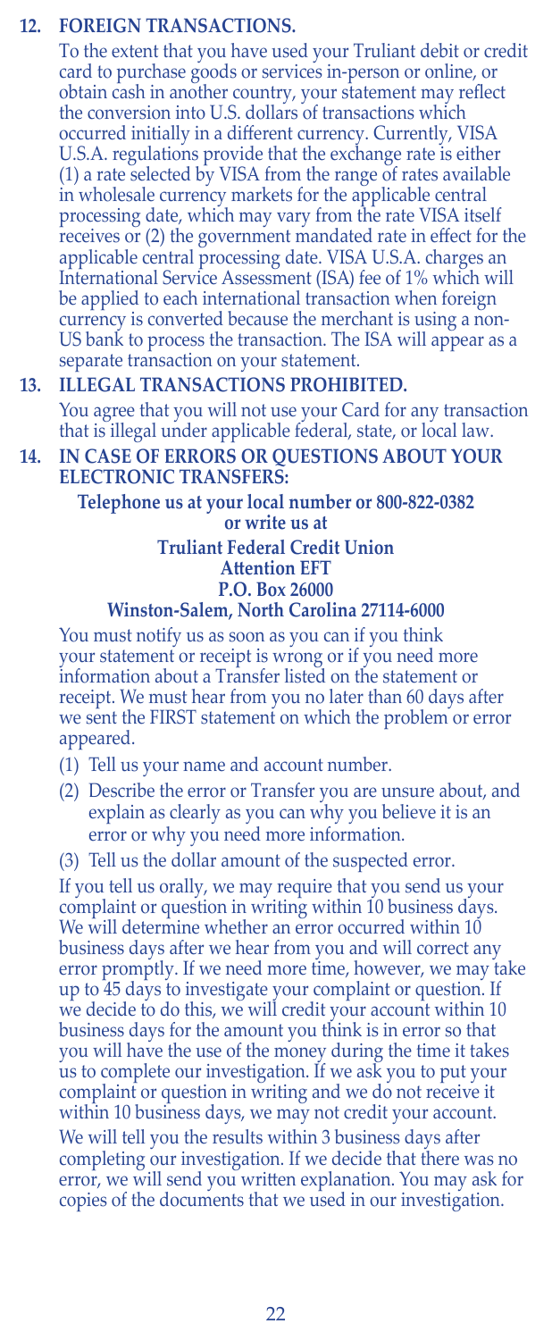## 12. FOREIGN TRANSACTIONS.

To the extent that you have used your Truliant debit or credit card to purchase goods or services in-person or online, or obtain cash in another country, your statement may reflect the conversion into U.S. dollars of transactions which occurred initially in a different currency. Currently, VISA U.S.A. regulations provide that the exchange rate is either (1) a rate selected by VISA from the range of rates available in wholesale currency markets for the applicable central processing date, which may vary from the rate VISA itself receives or (2) the government mandated rate in effect for the applicable central processing date. VISA U.S.A. charges an International Service Assessment (ISA) fee of 1% which will be applied to each international transaction when foreign currency is converted because the merchant is using a non-US bank to process the transaction. The ISA will appear as a separate transaction on your statement.

## 13. ILLEGAL TRANSACTIONS PROHIBITED.

You agree that you will not use your Card for any transaction that is illegal under applicable federal, state, or local law.

## 14. IN CASE OF ERRORS OR QUESTIONS ABOUT YOUR ELECTRONIC TRANSFERS:

**Telephone us at your local number or 800-822-0382**
**or write us at**
**Truliant Federal Credit Union**
**Attention EFT**
**P.O. Box 26000**
**Winston-Salem, North Carolina 27114-6000**

You must notify us as soon as you can if you think your statement or receipt is wrong or if you need more information about a Transfer listed on the statement or receipt. We must hear from you no later than 60 days after we sent the FIRST statement on which the problem or error appeared.

(1) Tell us your name and account number.

(2) Describe the error or Transfer you are unsure about, and explain as clearly as you can why you believe it is an error or why you need more information.

(3) Tell us the dollar amount of the suspected error.

If you tell us orally, we may require that you send us your complaint or question in writing within 10 business days. We will determine whether an error occurred within 10 business days after we hear from you and will correct any error promptly. If we need more time, however, we may take up to 45 days to investigate your complaint or question. If we decide to do this, we will credit your account within 10 business days for the amount you think is in error so that you will have the use of the money during the time it takes us to complete our investigation. If we ask you to put your complaint or question in writing and we do not receive it within 10 business days, we may not credit your account.

We will tell you the results within 3 business days after completing our investigation. If we decide that there was no error, we will send you written explanation. You may ask for copies of the documents that we used in our investigation.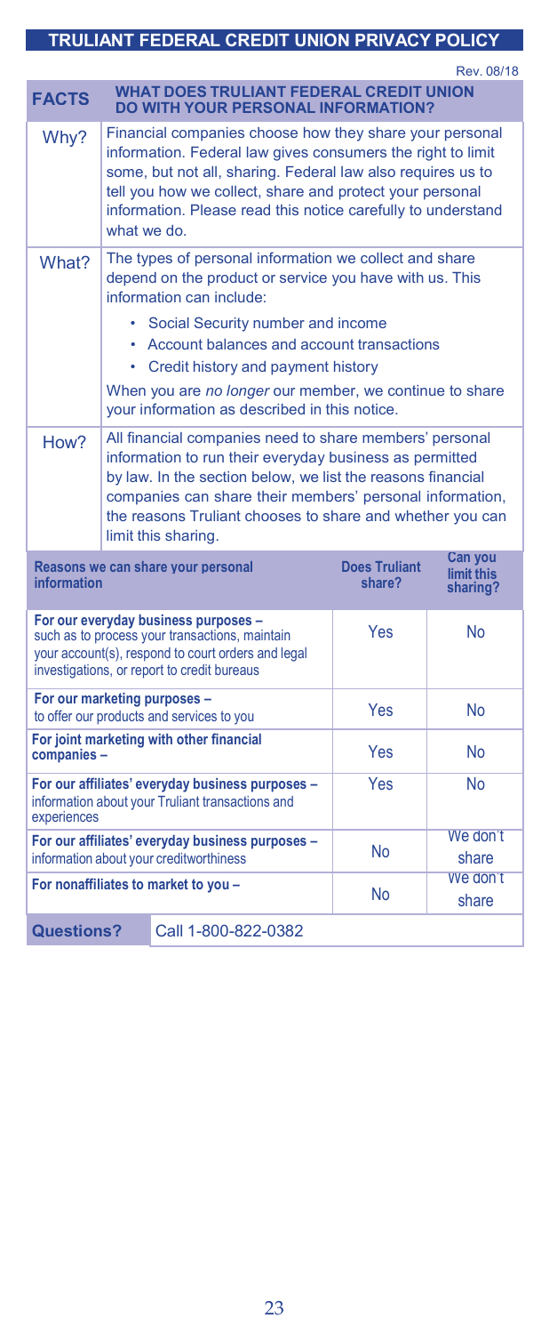# TRULIANT FEDERAL CREDIT UNION PRIVACY POLICY

Rev. 08/18

| FACTS | WHAT DOES TRULIANT FEDERAL CREDIT UNION DO WITH YOUR PERSONAL INFORMATION? |
|---|---|
| Why? | Financial companies choose how they share your personal information. Federal law gives consumers the right to limit some, but not all, sharing. Federal law also requires us to tell you how we collect, share and protect your personal information. Please read this notice carefully to understand what we do. |
| What? | The types of personal information we collect and share depend on the product or service you have with us. This information can include:<br>• Social Security number and income<br>• Account balances and account transactions<br>• Credit history and payment history<br>When you are *no longer* our member, we continue to share your information as described in this notice. |
| How? | All financial companies need to share members' personal information to run their everyday business as permitted by law. In the section below, we list the reasons financial companies can share their members' personal information, the reasons Truliant chooses to share and whether you can limit this sharing. |

| Reasons we can share your personal information | Does Truliant share? | Can you limit this sharing? |
|---|---|---|
| **For our everyday business purposes –** such as to process your transactions, maintain your account(s), respond to court orders and legal investigations, or report to credit bureaus | Yes | No |
| **For our marketing purposes –** to offer our products and services to you | Yes | No |
| **For joint marketing with other financial companies –** | Yes | No |
| **For our affiliates' everyday business purposes –** information about your Truliant transactions and experiences | Yes | No |
| **For our affiliates' everyday business purposes –** information about your creditworthiness | No | We don't share |
| **For nonaffiliates to market to you –** | No | We don't share |

**Questions?** Call 1-800-822-0382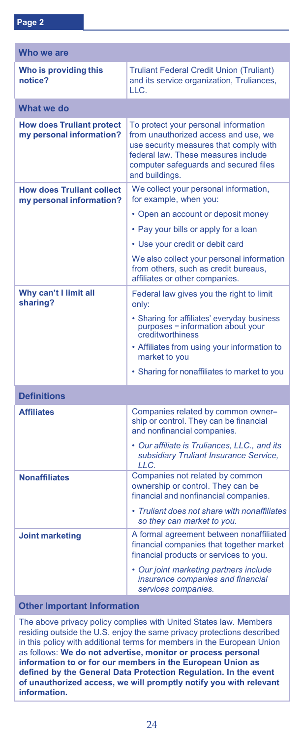| Who we are | |
|---|---|
| **Who is providing this notice?** | Truliant Federal Credit Union (Truliant) and its service organization, Truliances, LLC. |
| **What we do** | |
| **How does Truliant protect my personal information?** | To protect your personal information from unauthorized access and use, we use security measures that comply with federal law. These measures include computer safeguards and secured files and buildings. |
| **How does Truliant collect my personal information?** | We collect your personal information, for example, when you:<br>• Open an account or deposit money<br>• Pay your bills or apply for a loan<br>• Use your credit or debit card<br>We also collect your personal information from others, such as credit bureaus, affiliates or other companies. |
| **Why can't I limit all sharing?** | Federal law gives you the right to limit only:<br>• Sharing for affiliates' everyday business purposes – information about your creditworthiness<br>• Affiliates from using your information to market to you<br>• Sharing for nonaffiliates to market to you |
| **Definitions** | |
| **Affiliates** | Companies related by common ownership or control. They can be financial and nonfinancial companies.<br>• *Our affiliate is Truliances, LLC., and its subsidiary Truliant Insurance Service, LLC.* |
| **Nonaffiliates** | Companies not related by common ownership or control. They can be financial and nonfinancial companies.<br>• *Truliant does not share with nonaffiliates so they can market to you.* |
| **Joint marketing** | A formal agreement between nonaffiliated financial companies that together market financial products or services to you.<br>• *Our joint marketing partners include insurance companies and financial services companies.* |

## Other Important Information

The above privacy policy complies with United States law. Members residing outside the U.S. enjoy the same privacy protections described in this policy with additional terms for members in the European Union as follows: **We do not advertise, monitor or process personal information to or for our members in the European Union as defined by the General Data Protection Regulation. In the event of unauthorized access, we will promptly notify you with relevant information.**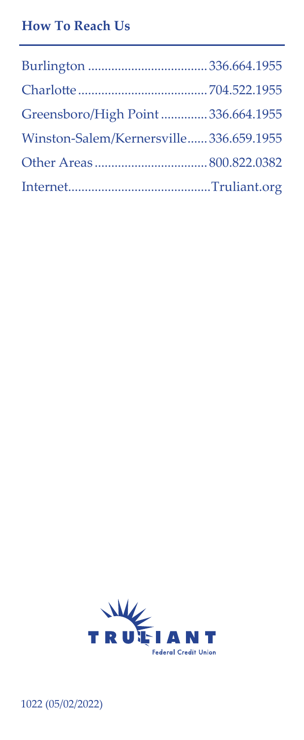## How To Reach Us

| | |
|---|---|
| Burlington | 336.664.1955 |
| Charlotte | 704.522.1955 |
| Greensboro/High Point | 336.664.1955 |
| Winston-Salem/Kernersville | 336.659.1955 |
| Other Areas | 800.822.0382 |
| Internet | Truliant.org |

TRULIANT Federal Credit Union

1022 (05/02/2022)